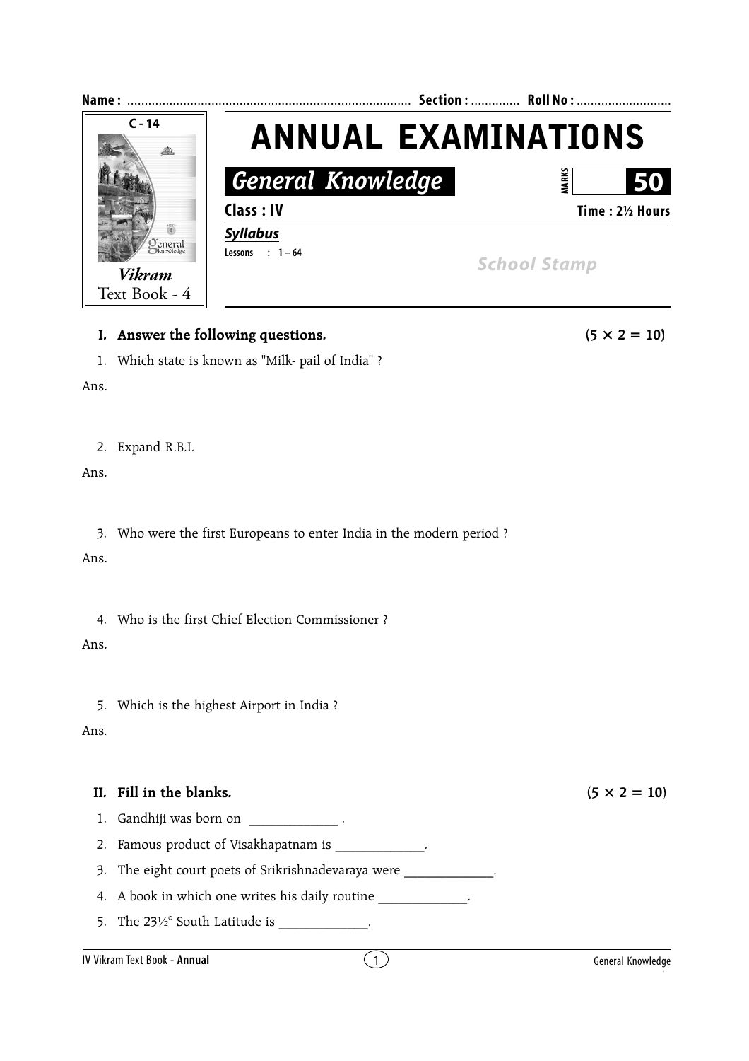**Name :** ................................................................................ **Section :** ............. **Roll No :** ...........................

C - 14

*Vikram*
Text Book - 4

# ANNUAL EXAMINATIONS

## *General Knowledge*

MARKS **50**

**Class : IV** | **Time : 2½ Hours**

***Syllabus***

**Lessons : 1 – 64**

*School Stamp*

**I. Answer the following questions.** **(5 × 2 = 10)**

1. Which state is known as "Milk- pail of India" ?

Ans.

2. Expand R.B.I.

Ans.

3. Who were the first Europeans to enter India in the modern period ?

Ans.

4. Who is the first Chief Election Commissioner ?

Ans.

5. Which is the highest Airport in India ?

Ans.

**II. Fill in the blanks.** **(5 × 2 = 10)**

1. Gandhiji was born on _____________ .
2. Famous product of Visakhapatnam is _____________.
3. The eight court poets of Srikrishnadevaraya were _____________.
4. A book in which one writes his daily routine _____________.
5. The 23½° South Latitude is _____________.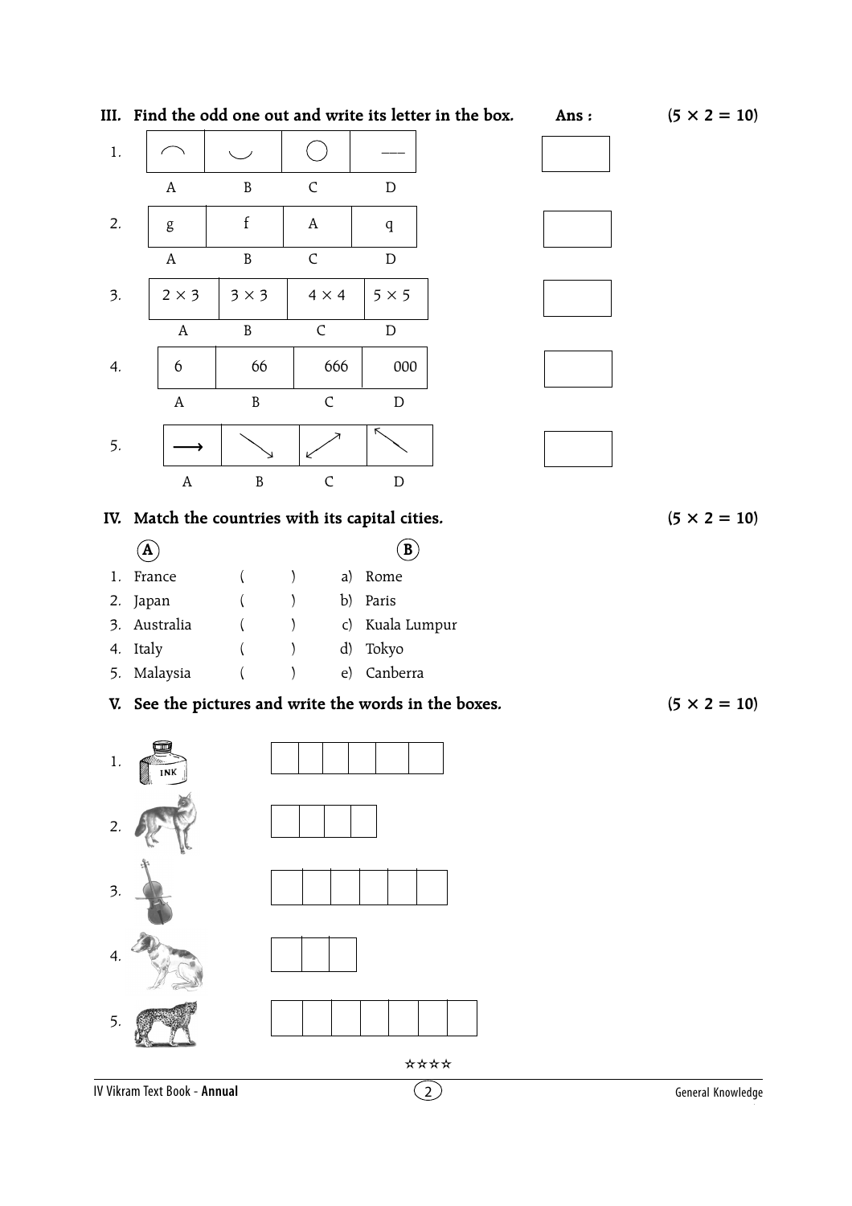**III. Find the odd one out and write its letter in the box.** **Ans :** **(5 × 2 = 10)**

1.

| | | | |
|---|---|---|---|
| ⌒ | ◡ | ◯ | ––– |
| A | B | C | D |

2.

| | | | |
|---|---|---|---|
| g | f | A | q |
| A | B | C | D |

3.

| | | | |
|---|---|---|---|
| $2 \times 3$ | $3 \times 3$ | $4 \times 4$ | $5 \times 5$ |
| A | B | C | D |

4.

| | | | |
|---|---|---|---|
| 6 | 66 | 666 | 000 |
| A | B | C | D |

5.

| | | | |
|---|---|---|---|
| ⟶ | ↘ | ↙ | ↖ |
| A | B | C | D |

**IV. Match the countries with its capital cities.** **(5 × 2 = 10)**

| (A) | | (B) |
|---|---|---|
| 1. France | ( ) | a) Rome |
| 2. Japan | ( ) | b) Paris |
| 3. Australia | ( ) | c) Kuala Lumpur |
| 4. Italy | ( ) | d) Tokyo |
| 5. Malaysia | ( ) | e) Canberra |

**V. See the pictures and write the words in the boxes.** **(5 × 2 = 10)**

1. INK

| | | | | | |
|---|---|---|---|---|---|
| | | | | | |

2.

| | | | |
|---|---|---|---|
| | | | |

3.

| | | | | | |
|---|---|---|---|---|---|
| | | | | | |

4.

| | | |
|---|---|---|
| | | |

5.

| | | | | | | |
|---|---|---|---|---|---|---|
| | | | | | | |

☆☆☆☆